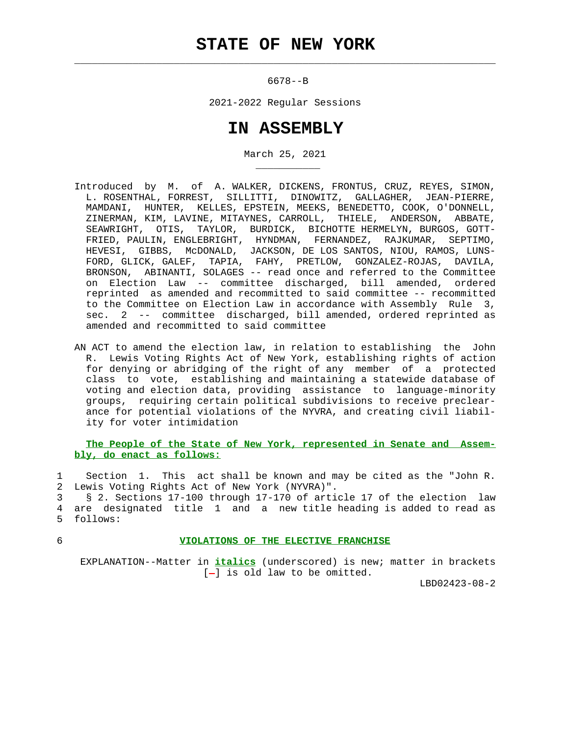# STATE OF NEW YORK

6678--B

2021-2022 Regular Sessions

# IN ASSEMBLY

March 25, 2021

Introduced by M. of A. WALKER, DICKENS, FRONTUS, CRUZ, REYES, SIMON, L. ROSENTHAL, FORREST, SILLITTI, DINOWITZ, GALLAGHER, JEAN-PIERRE, MAMDANI, HUNTER, KELLES, EPSTEIN, MEEKS, BENEDETTO, COOK, O'DONNELL, ZINERMAN, KIM, LAVINE, MITAYNES, CARROLL, THIELE, ANDERSON, ABBATE, SEAWRIGHT, OTIS, TAYLOR, BURDICK, BICHOTTE HERMELYN, BURGOS, GOTTFRIED, PAULIN, ENGLEBRIGHT, HYNDMAN, FERNANDEZ, RAJKUMAR, SEPTIMO, HEVESI, GIBBS, McDONALD, JACKSON, DE LOS SANTOS, NIOU, RAMOS, LUNSFORD, GLICK, GALEF, TAPIA, FAHY, PRETLOW, GONZALEZ-ROJAS, DAVILA, BRONSON, ABINANTI, SOLAGES -- read once and referred to the Committee on Election Law -- committee discharged, bill amended, ordered reprinted as amended and recommitted to said committee -- recommitted to the Committee on Election Law in accordance with Assembly Rule 3, sec. 2 -- committee discharged, bill amended, ordered reprinted as amended and recommitted to said committee

AN ACT to amend the election law, in relation to establishing the John R. Lewis Voting Rights Act of New York, establishing rights of action for denying or abridging of the right of any member of a protected class to vote, establishing and maintaining a statewide database of voting and election data, providing assistance to language-minority groups, requiring certain political subdivisions to receive preclearance for potential violations of the NYVRA, and creating civil liability for voter intimidation

**The People of the State of New York, represented in Senate and Assembly, do enact as follows:**

1 Section 1. This act shall be known and may be cited as the "John R.
2 Lewis Voting Rights Act of New York (NYVRA)".
3 § 2. Sections 17-100 through 17-170 of article 17 of the election law
4 are designated title 1 and a new title heading is added to read as
5 follows:

6 ***VIOLATIONS OF THE ELECTIVE FRANCHISE***

EXPLANATION--Matter in ***italics*** (underscored) is new; matter in brackets [-] is old law to be omitted.

LBD02423-08-2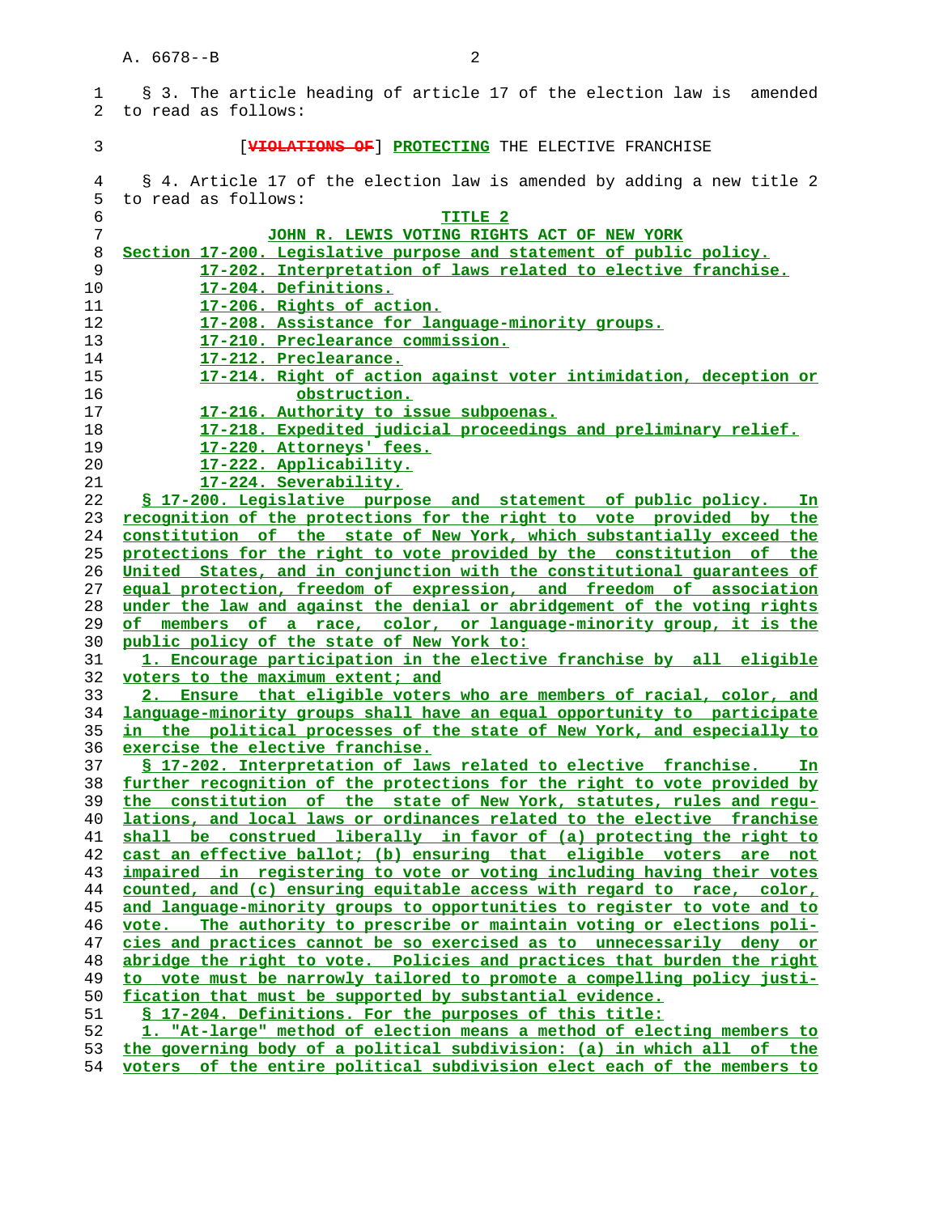§ 3. The article heading of article 17 of the election law is amended to read as follows:

[~~VIOLATIONS OF~~] PROTECTING THE ELECTIVE FRANCHISE

§ 4. Article 17 of the election law is amended by adding a new title 2 to read as follows:

TITLE 2
JOHN R. LEWIS VOTING RIGHTS ACT OF NEW YORK

Section 17-200. Legislative purpose and statement of public policy.
17-202. Interpretation of laws related to elective franchise.
17-204. Definitions.
17-206. Rights of action.
17-208. Assistance for language-minority groups.
17-210. Preclearance commission.
17-212. Preclearance.
17-214. Right of action against voter intimidation, deception or obstruction.
17-216. Authority to issue subpoenas.
17-218. Expedited judicial proceedings and preliminary relief.
17-220. Attorneys' fees.
17-222. Applicability.
17-224. Severability.

§ 17-200. Legislative purpose and statement of public policy. In recognition of the protections for the right to vote provided by the constitution of the state of New York, which substantially exceed the protections for the right to vote provided by the constitution of the United States, and in conjunction with the constitutional guarantees of equal protection, freedom of expression, and freedom of association under the law and against the denial or abridgement of the voting rights of members of a race, color, or language-minority group, it is the public policy of the state of New York to:

1. Encourage participation in the elective franchise by all eligible voters to the maximum extent; and

2. Ensure that eligible voters who are members of racial, color, and language-minority groups shall have an equal opportunity to participate in the political processes of the state of New York, and especially to exercise the elective franchise.

§ 17-202. Interpretation of laws related to elective franchise. In further recognition of the protections for the right to vote provided by the constitution of the state of New York, statutes, rules and regulations, and local laws or ordinances related to the elective franchise shall be construed liberally in favor of (a) protecting the right to cast an effective ballot; (b) ensuring that eligible voters are not impaired in registering to vote or voting including having their votes counted, and (c) ensuring equitable access with regard to race, color, and language-minority groups to opportunities to register to vote and to vote. The authority to prescribe or maintain voting or elections policies and practices cannot be so exercised as to unnecessarily deny or abridge the right to vote. Policies and practices that burden the right to vote must be narrowly tailored to promote a compelling policy justification that must be supported by substantial evidence.

§ 17-204. Definitions. For the purposes of this title:

1. "At-large" method of election means a method of electing members to the governing body of a political subdivision: (a) in which all of the voters of the entire political subdivision elect each of the members to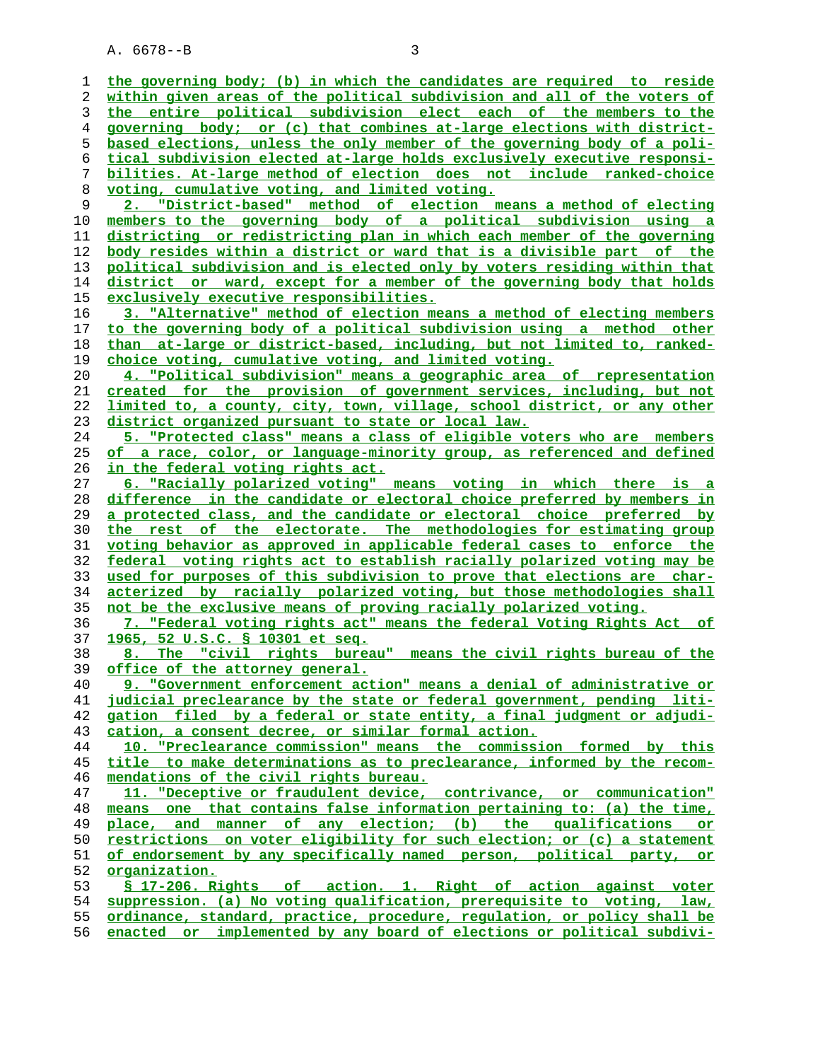the governing body; (b) in which the candidates are required to reside within given areas of the political subdivision and all of the voters of the entire political subdivision elect each of the members to the governing body; or (c) that combines at-large elections with district-based elections, unless the only member of the governing body of a political subdivision elected at-large holds exclusively executive responsibilities. At-large method of election does not include ranked-choice voting, cumulative voting, and limited voting.

2. "District-based" method of election means a method of electing members to the governing body of a political subdivision using a districting or redistricting plan in which each member of the governing body resides within a district or ward that is a divisible part of the political subdivision and is elected only by voters residing within that district or ward, except for a member of the governing body that holds exclusively executive responsibilities.

3. "Alternative" method of election means a method of electing members to the governing body of a political subdivision using a method other than at-large or district-based, including, but not limited to, ranked-choice voting, cumulative voting, and limited voting.

4. "Political subdivision" means a geographic area of representation created for the provision of government services, including, but not limited to, a county, city, town, village, school district, or any other district organized pursuant to state or local law.

5. "Protected class" means a class of eligible voters who are members of a race, color, or language-minority group, as referenced and defined in the federal voting rights act.

6. "Racially polarized voting" means voting in which there is a difference in the candidate or electoral choice preferred by members in a protected class, and the candidate or electoral choice preferred by the rest of the electorate. The methodologies for estimating group voting behavior as approved in applicable federal cases to enforce the federal voting rights act to establish racially polarized voting may be used for purposes of this subdivision to prove that elections are characterized by racially polarized voting, but those methodologies shall not be the exclusive means of proving racially polarized voting.

7. "Federal voting rights act" means the federal Voting Rights Act of 1965, 52 U.S.C. § 10301 et seq.

8. The "civil rights bureau" means the civil rights bureau of the office of the attorney general.

9. "Government enforcement action" means a denial of administrative or judicial preclearance by the state or federal government, pending litigation filed by a federal or state entity, a final judgment or adjudication, a consent decree, or similar formal action.

10. "Preclearance commission" means the commission formed by this title to make determinations as to preclearance, informed by the recommendations of the civil rights bureau.

11. "Deceptive or fraudulent device, contrivance, or communication" means one that contains false information pertaining to: (a) the time, place, and manner of any election; (b) the qualifications or restrictions on voter eligibility for such election; or (c) a statement of endorsement by any specifically named person, political party, or organization.

§ 17-206. Rights of action. 1. Right of action against voter suppression. (a) No voting qualification, prerequisite to voting, law, ordinance, standard, practice, procedure, regulation, or policy shall be enacted or implemented by any board of elections or political subdivi-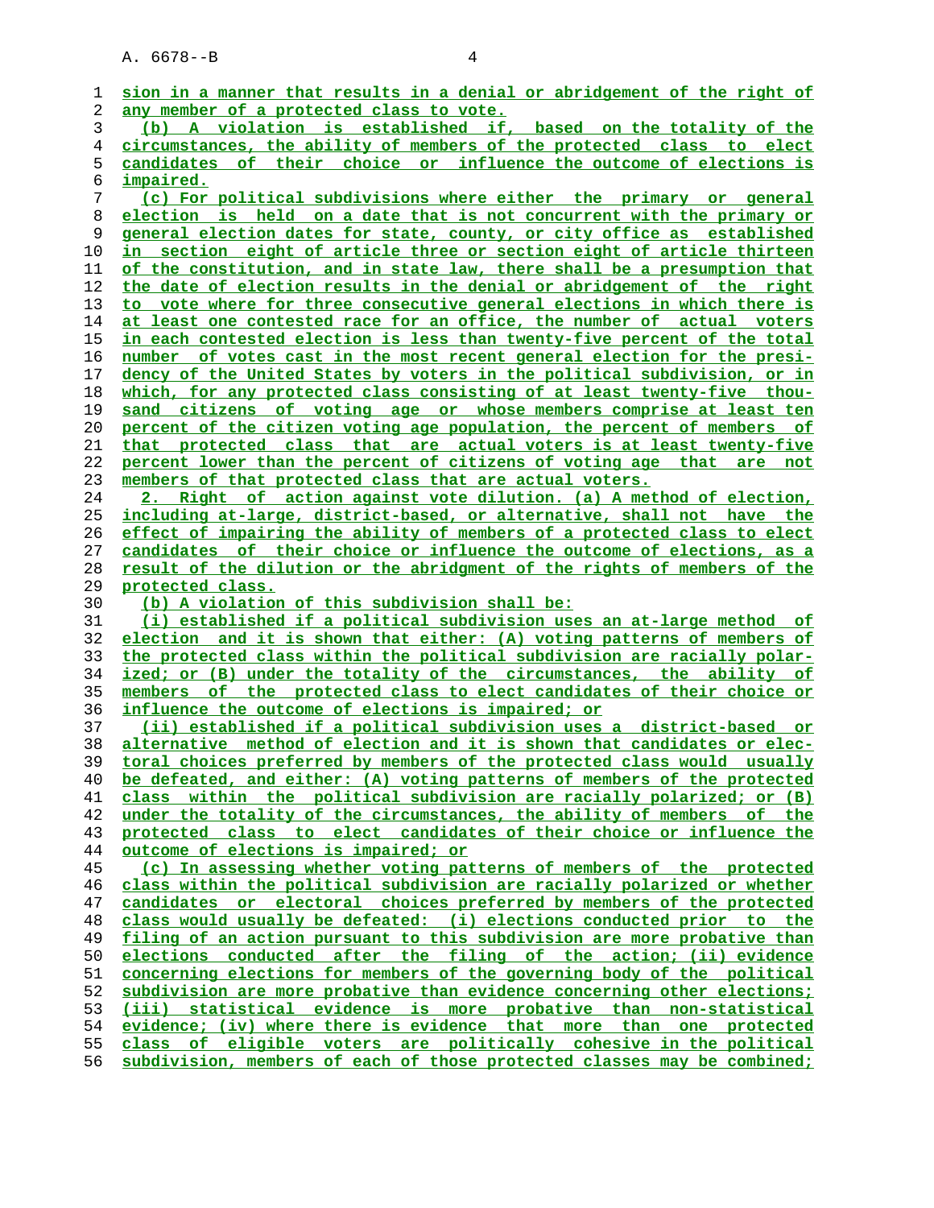sion in a manner that results in a denial or abridgement of the right of any member of a protected class to vote.

(b) A violation is established if, based on the totality of the circumstances, the ability of members of the protected class to elect candidates of their choice or influence the outcome of elections is impaired.

(c) For political subdivisions where either the primary or general election is held on a date that is not concurrent with the primary or general election dates for state, county, or city office as established in section eight of article three or section eight of article thirteen of the constitution, and in state law, there shall be a presumption that the date of election results in the denial or abridgement of the right to vote where for three consecutive general elections in which there is at least one contested race for an office, the number of actual voters in each contested election is less than twenty-five percent of the total number of votes cast in the most recent general election for the presidency of the United States by voters in the political subdivision, or in which, for any protected class consisting of at least twenty-five thousand citizens of voting age or whose members comprise at least ten percent of the citizen voting age population, the percent of members of that protected class that are actual voters is at least twenty-five percent lower than the percent of citizens of voting age that are not members of that protected class that are actual voters.

2. Right of action against vote dilution. (a) A method of election, including at-large, district-based, or alternative, shall not have the effect of impairing the ability of members of a protected class to elect candidates of their choice or influence the outcome of elections, as a result of the dilution or the abridgment of the rights of members of the protected class.

(b) A violation of this subdivision shall be:

(i) established if a political subdivision uses an at-large method of election and it is shown that either: (A) voting patterns of members of the protected class within the political subdivision are racially polarized; or (B) under the totality of the circumstances, the ability of members of the protected class to elect candidates of their choice or influence the outcome of elections is impaired; or

(ii) established if a political subdivision uses a district-based or alternative method of election and it is shown that candidates or electoral choices preferred by members of the protected class would usually be defeated, and either: (A) voting patterns of members of the protected class within the political subdivision are racially polarized; or (B) under the totality of the circumstances, the ability of members of the protected class to elect candidates of their choice or influence the outcome of elections is impaired; or

(c) In assessing whether voting patterns of members of the protected class within the political subdivision are racially polarized or whether candidates or electoral choices preferred by members of the protected class would usually be defeated: (i) elections conducted prior to the filing of an action pursuant to this subdivision are more probative than elections conducted after the filing of the action; (ii) evidence concerning elections for members of the governing body of the political subdivision are more probative than evidence concerning other elections; (iii) statistical evidence is more probative than non-statistical evidence; (iv) where there is evidence that more than one protected class of eligible voters are politically cohesive in the political subdivision, members of each of those protected classes may be combined;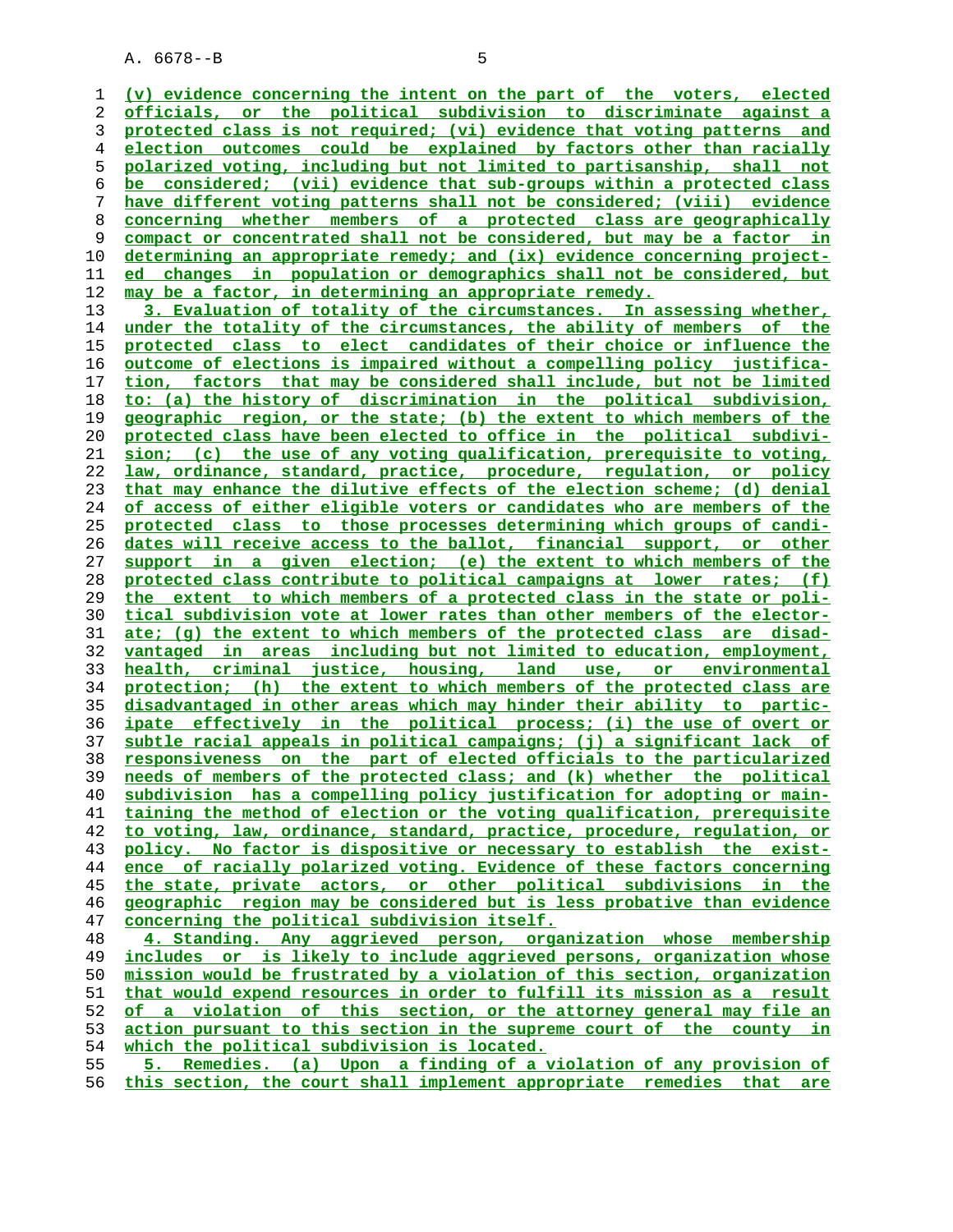(v) evidence concerning the intent on the part of the voters, elected officials, or the political subdivision to discriminate against a protected class is not required; (vi) evidence that voting patterns and election outcomes could be explained by factors other than racially polarized voting, including but not limited to partisanship, shall not be considered; (vii) evidence that sub-groups within a protected class have different voting patterns shall not be considered; (viii) evidence concerning whether members of a protected class are geographically compact or concentrated shall not be considered, but may be a factor in determining an appropriate remedy; and (ix) evidence concerning projected changes in population or demographics shall not be considered, but may be a factor, in determining an appropriate remedy.

3. Evaluation of totality of the circumstances. In assessing whether, under the totality of the circumstances, the ability of members of the protected class to elect candidates of their choice or influence the outcome of elections is impaired without a compelling policy justification, factors that may be considered shall include, but not be limited to: (a) the history of discrimination in the political subdivision, geographic region, or the state; (b) the extent to which members of the protected class have been elected to office in the political subdivision; (c) the use of any voting qualification, prerequisite to voting, law, ordinance, standard, practice, procedure, regulation, or policy that may enhance the dilutive effects of the election scheme; (d) denial of access of either eligible voters or candidates who are members of the protected class to those processes determining which groups of candidates will receive access to the ballot, financial support, or other support in a given election; (e) the extent to which members of the protected class contribute to political campaigns at lower rates; (f) the extent to which members of a protected class in the state or political subdivision vote at lower rates than other members of the electorate; (g) the extent to which members of the protected class are disadvantaged in areas including but not limited to education, employment, health, criminal justice, housing, land use, or environmental protection; (h) the extent to which members of the protected class are disadvantaged in other areas which may hinder their ability to participate effectively in the political process; (i) the use of overt or subtle racial appeals in political campaigns; (j) a significant lack of responsiveness on the part of elected officials to the particularized needs of members of the protected class; and (k) whether the political subdivision has a compelling policy justification for adopting or maintaining the method of election or the voting qualification, prerequisite to voting, law, ordinance, standard, practice, procedure, regulation, or policy. No factor is dispositive or necessary to establish the existence of racially polarized voting. Evidence of these factors concerning the state, private actors, or other political subdivisions in the geographic region may be considered but is less probative than evidence concerning the political subdivision itself.

4. Standing. Any aggrieved person, organization whose membership includes or is likely to include aggrieved persons, organization whose mission would be frustrated by a violation of this section, organization that would expend resources in order to fulfill its mission as a result of a violation of this section, or the attorney general may file an action pursuant to this section in the supreme court of the county in which the political subdivision is located.

5. Remedies. (a) Upon a finding of a violation of any provision of this section, the court shall implement appropriate remedies that are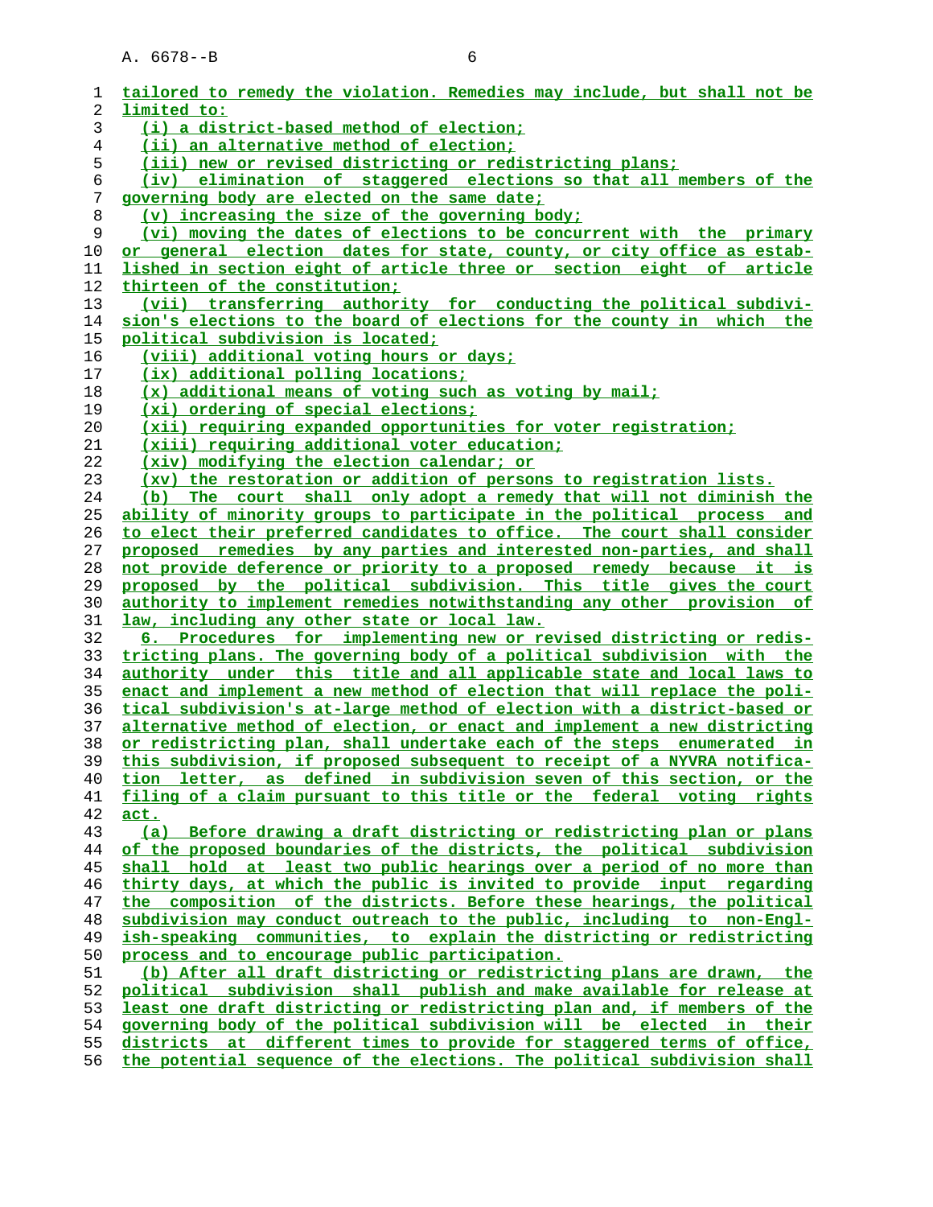tailored to remedy the violation. Remedies may include, but shall not be limited to:

(i) a district-based method of election;

(ii) an alternative method of election;

(iii) new or revised districting or redistricting plans;

(iv) elimination of staggered elections so that all members of the governing body are elected on the same date;

(v) increasing the size of the governing body;

(vi) moving the dates of elections to be concurrent with the primary or general election dates for state, county, or city office as established in section eight of article three or section eight of article thirteen of the constitution;

(vii) transferring authority for conducting the political subdivision's elections to the board of elections for the county in which the political subdivision is located;

(viii) additional voting hours or days;

(ix) additional polling locations;

(x) additional means of voting such as voting by mail;

(xi) ordering of special elections;

(xii) requiring expanded opportunities for voter registration;

(xiii) requiring additional voter education;

(xiv) modifying the election calendar; or

(xv) the restoration or addition of persons to registration lists.

(b) The court shall only adopt a remedy that will not diminish the ability of minority groups to participate in the political process and to elect their preferred candidates to office. The court shall consider proposed remedies by any parties and interested non-parties, and shall not provide deference or priority to a proposed remedy because it is proposed by the political subdivision. This title gives the court authority to implement remedies notwithstanding any other provision of law, including any other state or local law.

6. Procedures for implementing new or revised districting or redistricting plans. The governing body of a political subdivision with the authority under this title and all applicable state and local laws to enact and implement a new method of election that will replace the political subdivision's at-large method of election with a district-based or alternative method of election, or enact and implement a new districting or redistricting plan, shall undertake each of the steps enumerated in this subdivision, if proposed subsequent to receipt of a NYVRA notification letter, as defined in subdivision seven of this section, or the filing of a claim pursuant to this title or the federal voting rights act.

(a) Before drawing a draft districting or redistricting plan or plans of the proposed boundaries of the districts, the political subdivision shall hold at least two public hearings over a period of no more than thirty days, at which the public is invited to provide input regarding the composition of the districts. Before these hearings, the political subdivision may conduct outreach to the public, including to non-English-speaking communities, to explain the districting or redistricting process and to encourage public participation.

(b) After all draft districting or redistricting plans are drawn, the political subdivision shall publish and make available for release at least one draft districting or redistricting plan and, if members of the governing body of the political subdivision will be elected in their districts at different times to provide for staggered terms of office, the potential sequence of the elections. The political subdivision shall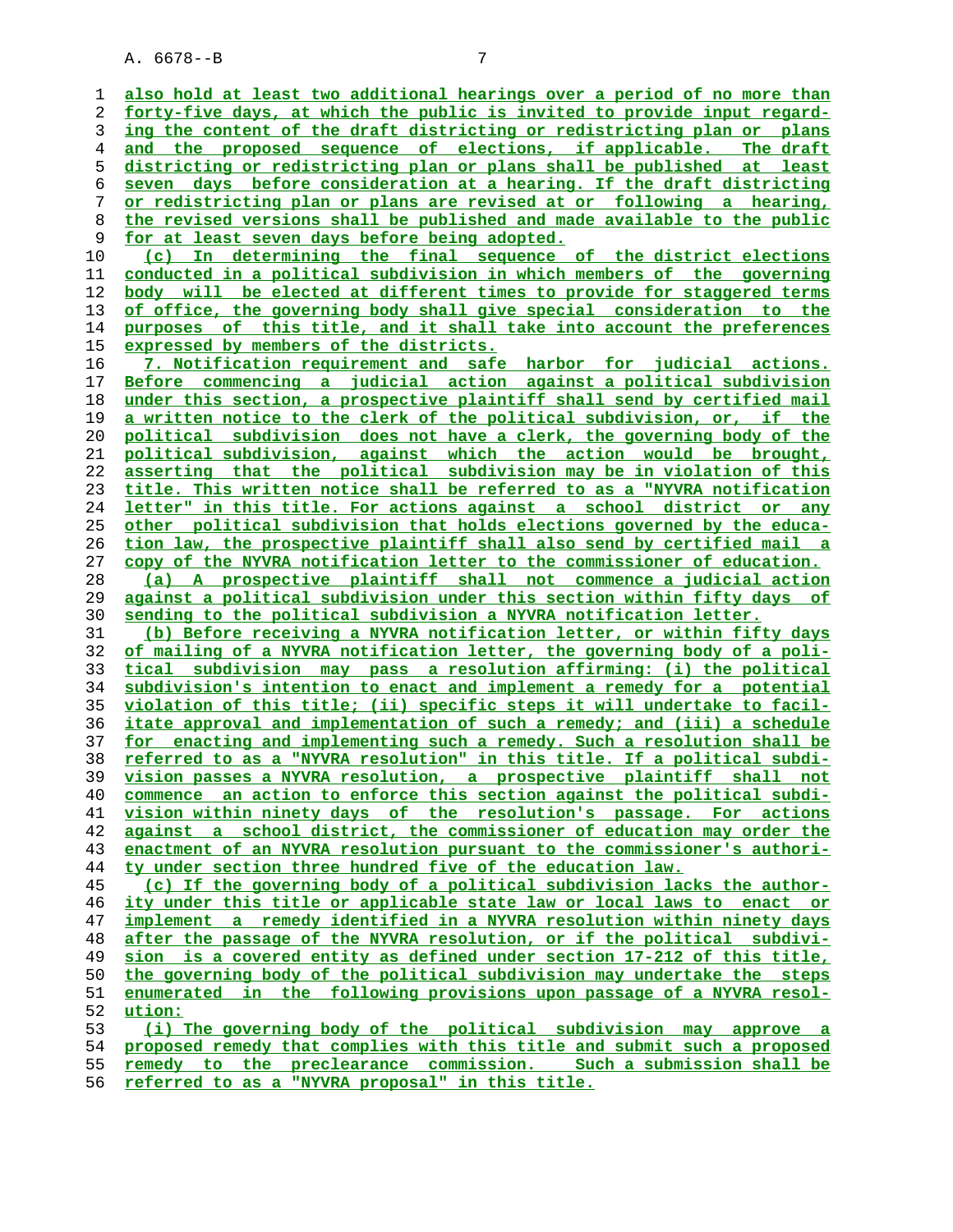also hold at least two additional hearings over a period of no more than forty-five days, at which the public is invited to provide input regarding the content of the draft districting or redistricting plan or plans and the proposed sequence of elections, if applicable. The draft districting or redistricting plan or plans shall be published at least seven days before consideration at a hearing. If the draft districting or redistricting plan or plans are revised at or following a hearing, the revised versions shall be published and made available to the public for at least seven days before being adopted.

(c) In determining the final sequence of the district elections conducted in a political subdivision in which members of the governing body will be elected at different times to provide for staggered terms of office, the governing body shall give special consideration to the purposes of this title, and it shall take into account the preferences expressed by members of the districts.

7. Notification requirement and safe harbor for judicial actions. Before commencing a judicial action against a political subdivision under this section, a prospective plaintiff shall send by certified mail a written notice to the clerk of the political subdivision, or, if the political subdivision does not have a clerk, the governing body of the political subdivision, against which the action would be brought, asserting that the political subdivision may be in violation of this title. This written notice shall be referred to as a "NYVRA notification letter" in this title. For actions against a school district or any other political subdivision that holds elections governed by the education law, the prospective plaintiff shall also send by certified mail a copy of the NYVRA notification letter to the commissioner of education.

(a) A prospective plaintiff shall not commence a judicial action against a political subdivision under this section within fifty days of sending to the political subdivision a NYVRA notification letter.

(b) Before receiving a NYVRA notification letter, or within fifty days of mailing of a NYVRA notification letter, the governing body of a political subdivision may pass a resolution affirming: (i) the political subdivision's intention to enact and implement a remedy for a potential violation of this title; (ii) specific steps it will undertake to facilitate approval and implementation of such a remedy; and (iii) a schedule for enacting and implementing such a remedy. Such a resolution shall be referred to as a "NYVRA resolution" in this title. If a political subdivision passes a NYVRA resolution, a prospective plaintiff shall not commence an action to enforce this section against the political subdivision within ninety days of the resolution's passage. For actions against a school district, the commissioner of education may order the enactment of an NYVRA resolution pursuant to the commissioner's authority under section three hundred five of the education law.

(c) If the governing body of a political subdivision lacks the authority under this title or applicable state law or local laws to enact or implement a remedy identified in a NYVRA resolution within ninety days after the passage of the NYVRA resolution, or if the political subdivision is a covered entity as defined under section 17-212 of this title, the governing body of the political subdivision may undertake the steps enumerated in the following provisions upon passage of a NYVRA resolution:

(i) The governing body of the political subdivision may approve a proposed remedy that complies with this title and submit such a proposed remedy to the preclearance commission. Such a submission shall be referred to as a "NYVRA proposal" in this title.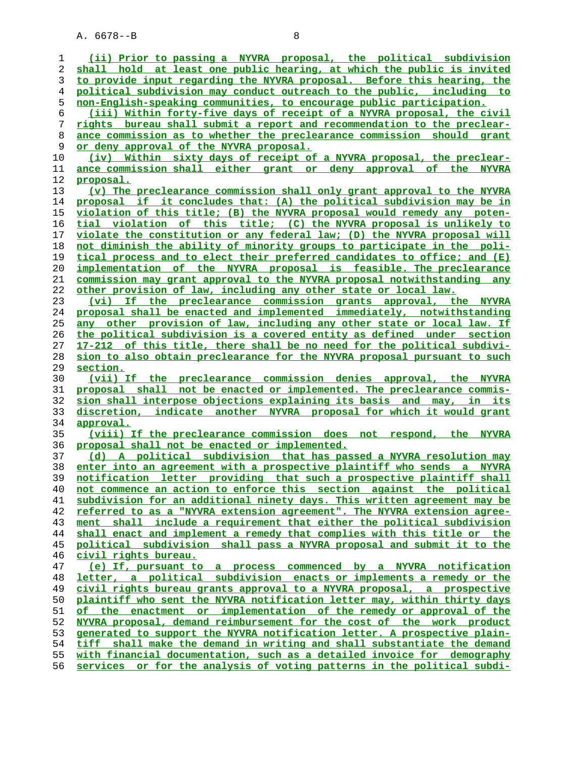(ii) Prior to passing a NYVRA proposal, the political subdivision shall hold at least one public hearing, at which the public is invited to provide input regarding the NYVRA proposal. Before this hearing, the political subdivision may conduct outreach to the public, including to non-English-speaking communities, to encourage public participation.

(iii) Within forty-five days of receipt of a NYVRA proposal, the civil rights bureau shall submit a report and recommendation to the preclearance commission as to whether the preclearance commission should grant or deny approval of the NYVRA proposal.

(iv) Within sixty days of receipt of a NYVRA proposal, the preclearance commission shall either grant or deny approval of the NYVRA proposal.

(v) The preclearance commission shall only grant approval to the NYVRA proposal if it concludes that: (A) the political subdivision may be in violation of this title; (B) the NYVRA proposal would remedy any potential violation of this title; (C) the NYVRA proposal is unlikely to violate the constitution or any federal law; (D) the NYVRA proposal will not diminish the ability of minority groups to participate in the political process and to elect their preferred candidates to office; and (E) implementation of the NYVRA proposal is feasible. The preclearance commission may grant approval to the NYVRA proposal notwithstanding any other provision of law, including any other state or local law.

(vi) If the preclearance commission grants approval, the NYVRA proposal shall be enacted and implemented immediately, notwithstanding any other provision of law, including any other state or local law. If the political subdivision is a covered entity as defined under section 17-212 of this title, there shall be no need for the political subdivision to also obtain preclearance for the NYVRA proposal pursuant to such section.

(vii) If the preclearance commission denies approval, the NYVRA proposal shall not be enacted or implemented. The preclearance commission shall interpose objections explaining its basis and may, in its discretion, indicate another NYVRA proposal for which it would grant approval.

(viii) If the preclearance commission does not respond, the NYVRA proposal shall not be enacted or implemented.

(d) A political subdivision that has passed a NYVRA resolution may enter into an agreement with a prospective plaintiff who sends a NYVRA notification letter providing that such a prospective plaintiff shall not commence an action to enforce this section against the political subdivision for an additional ninety days. This written agreement may be referred to as a "NYVRA extension agreement". The NYVRA extension agreement shall include a requirement that either the political subdivision shall enact and implement a remedy that complies with this title or the political subdivision shall pass a NYVRA proposal and submit it to the civil rights bureau.

(e) If, pursuant to a process commenced by a NYVRA notification letter, a political subdivision enacts or implements a remedy or the civil rights bureau grants approval to a NYVRA proposal, a prospective plaintiff who sent the NYVRA notification letter may, within thirty days of the enactment or implementation of the remedy or approval of the NYVRA proposal, demand reimbursement for the cost of the work product generated to support the NYVRA notification letter. A prospective plaintiff shall make the demand in writing and shall substantiate the demand with financial documentation, such as a detailed invoice for demography services or for the analysis of voting patterns in the political subdi-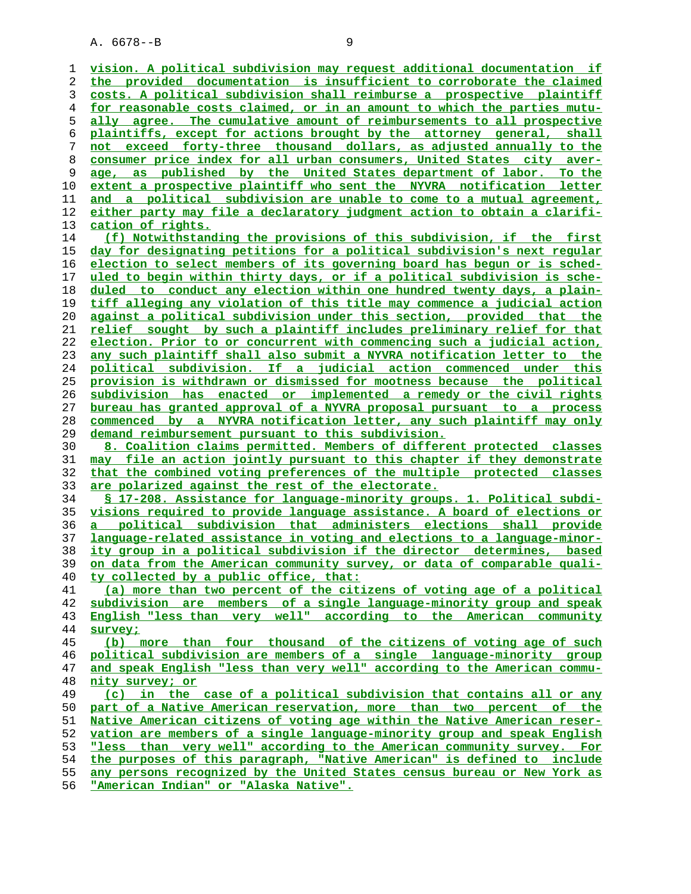vision. A political subdivision may request additional documentation if the provided documentation is insufficient to corroborate the claimed costs. A political subdivision shall reimburse a prospective plaintiff for reasonable costs claimed, or in an amount to which the parties mutually agree. The cumulative amount of reimbursements to all prospective plaintiffs, except for actions brought by the attorney general, shall not exceed forty-three thousand dollars, as adjusted annually to the consumer price index for all urban consumers, United States city average, as published by the United States department of labor. To the extent a prospective plaintiff who sent the NYVRA notification letter and a political subdivision are unable to come to a mutual agreement, either party may file a declaratory judgment action to obtain a clarification of rights.

(f) Notwithstanding the provisions of this subdivision, if the first day for designating petitions for a political subdivision's next regular election to select members of its governing board has begun or is scheduled to begin within thirty days, or if a political subdivision is scheduled to conduct any election within one hundred twenty days, a plaintiff alleging any violation of this title may commence a judicial action against a political subdivision under this section, provided that the relief sought by such a plaintiff includes preliminary relief for that election. Prior to or concurrent with commencing such a judicial action, any such plaintiff shall also submit a NYVRA notification letter to the political subdivision. If a judicial action commenced under this provision is withdrawn or dismissed for mootness because the political subdivision has enacted or implemented a remedy or the civil rights bureau has granted approval of a NYVRA proposal pursuant to a process commenced by a NYVRA notification letter, any such plaintiff may only demand reimbursement pursuant to this subdivision.

8. Coalition claims permitted. Members of different protected classes may file an action jointly pursuant to this chapter if they demonstrate that the combined voting preferences of the multiple protected classes are polarized against the rest of the electorate.

§ 17-208. Assistance for language-minority groups. 1. Political subdivisions required to provide language assistance. A board of elections or a political subdivision that administers elections shall provide language-related assistance in voting and elections to a language-minority group in a political subdivision if the director determines, based on data from the American community survey, or data of comparable quality collected by a public office, that:

(a) more than two percent of the citizens of voting age of a political subdivision are members of a single language-minority group and speak English "less than very well" according to the American community survey;

(b) more than four thousand of the citizens of voting age of such political subdivision are members of a single language-minority group and speak English "less than very well" according to the American community survey; or

(c) in the case of a political subdivision that contains all or any part of a Native American reservation, more than two percent of the Native American citizens of voting age within the Native American reservation are members of a single language-minority group and speak English "less than very well" according to the American community survey. For the purposes of this paragraph, "Native American" is defined to include any persons recognized by the United States census bureau or New York as "American Indian" or "Alaska Native".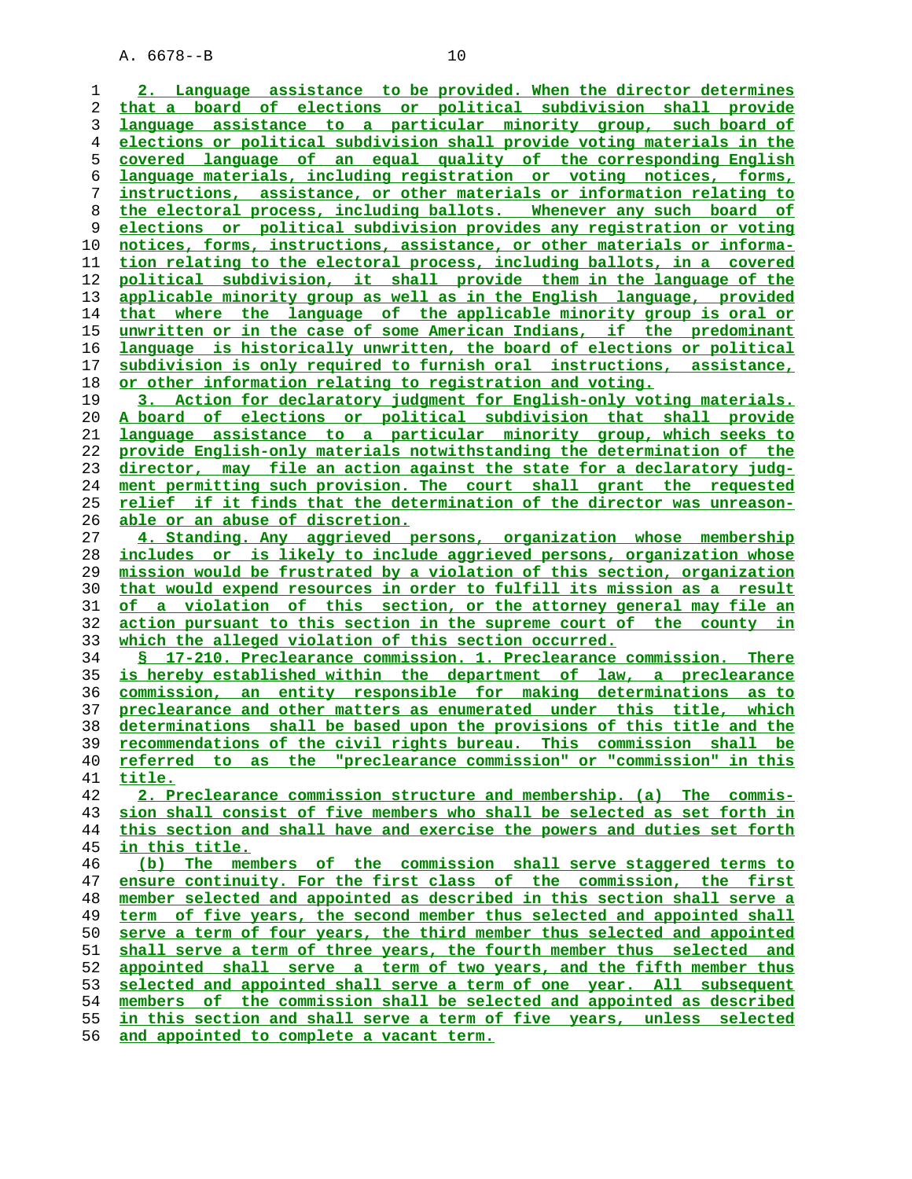2. Language assistance to be provided. When the director determines that a board of elections or political subdivision shall provide language assistance to a particular minority group, such board of elections or political subdivision shall provide voting materials in the covered language of an equal quality of the corresponding English language materials, including registration or voting notices, forms, instructions, assistance, or other materials or information relating to the electoral process, including ballots. Whenever any such board of elections or political subdivision provides any registration or voting notices, forms, instructions, assistance, or other materials or information relating to the electoral process, including ballots, in a covered political subdivision, it shall provide them in the language of the applicable minority group as well as in the English language, provided that where the language of the applicable minority group is oral or unwritten or in the case of some American Indians, if the predominant language is historically unwritten, the board of elections or political subdivision is only required to furnish oral instructions, assistance, or other information relating to registration and voting.

3. Action for declaratory judgment for English-only voting materials. A board of elections or political subdivision that shall provide language assistance to a particular minority group, which seeks to provide English-only materials notwithstanding the determination of the director, may file an action against the state for a declaratory judgment permitting such provision. The court shall grant the requested relief if it finds that the determination of the director was unreasonable or an abuse of discretion.

4. Standing. Any aggrieved persons, organization whose membership includes or is likely to include aggrieved persons, organization whose mission would be frustrated by a violation of this section, organization that would expend resources in order to fulfill its mission as a result of a violation of this section, or the attorney general may file an action pursuant to this section in the supreme court of the county in which the alleged violation of this section occurred.

§ 17-210. Preclearance commission. 1. Preclearance commission. There is hereby established within the department of law, a preclearance commission, an entity responsible for making determinations as to preclearance and other matters as enumerated under this title, which determinations shall be based upon the provisions of this title and the recommendations of the civil rights bureau. This commission shall be referred to as the "preclearance commission" or "commission" in this title.

2. Preclearance commission structure and membership. (a) The commission shall consist of five members who shall be selected as set forth in this section and shall have and exercise the powers and duties set forth in this title.

(b) The members of the commission shall serve staggered terms to ensure continuity. For the first class of the commission, the first member selected and appointed as described in this section shall serve a term of five years, the second member thus selected and appointed shall serve a term of four years, the third member thus selected and appointed shall serve a term of three years, the fourth member thus selected and appointed shall serve a term of two years, and the fifth member thus selected and appointed shall serve a term of one year. All subsequent members of the commission shall be selected and appointed as described in this section and shall serve a term of five years, unless selected and appointed to complete a vacant term.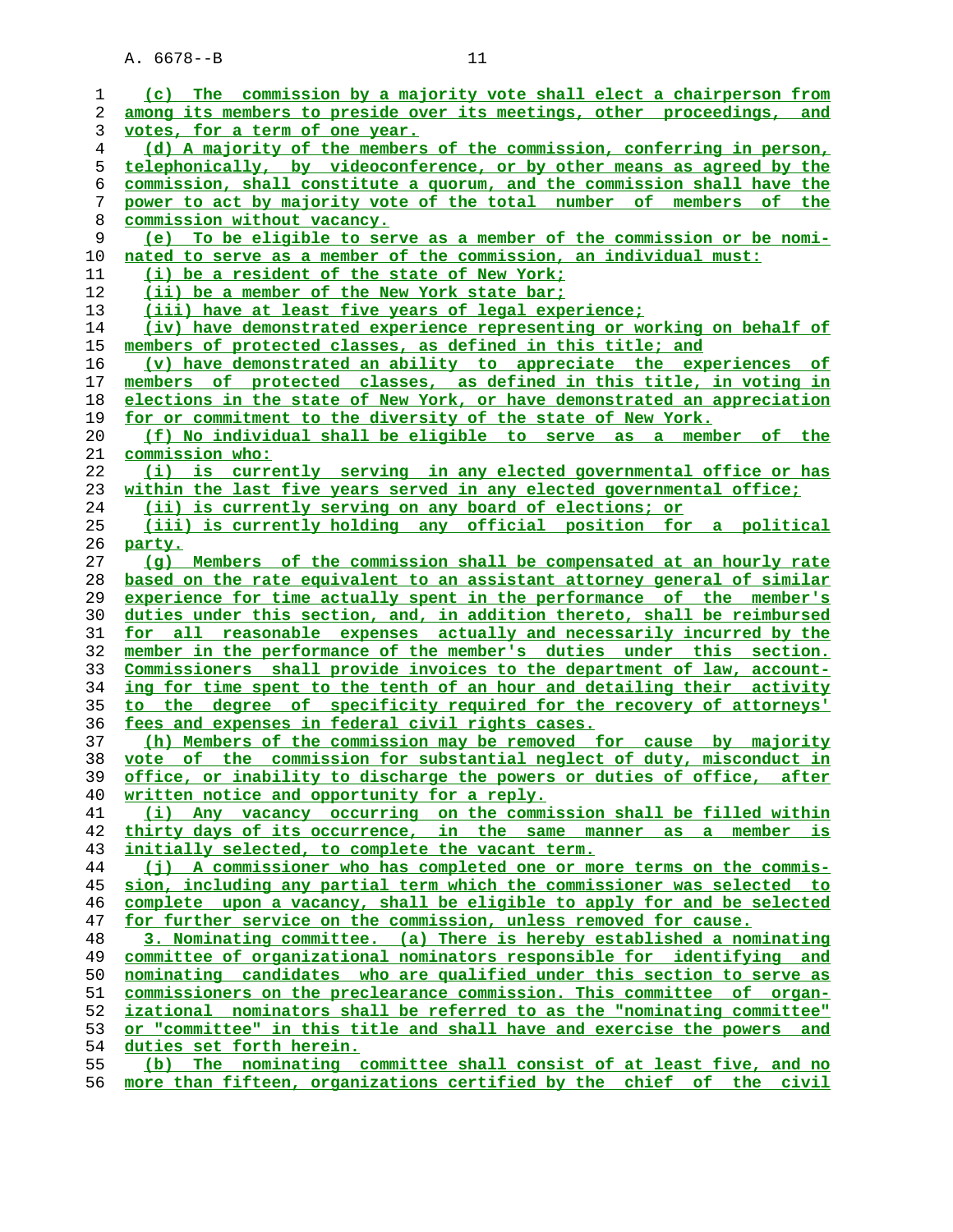(c) The commission by a majority vote shall elect a chairperson from among its members to preside over its meetings, other proceedings, and votes, for a term of one year.

(d) A majority of the members of the commission, conferring in person, telephonically, by videoconference, or by other means as agreed by the commission, shall constitute a quorum, and the commission shall have the power to act by majority vote of the total number of members of the commission without vacancy.

(e) To be eligible to serve as a member of the commission or be nominated to serve as a member of the commission, an individual must:

(i) be a resident of the state of New York;

(ii) be a member of the New York state bar;

(iii) have at least five years of legal experience;

(iv) have demonstrated experience representing or working on behalf of members of protected classes, as defined in this title; and

(v) have demonstrated an ability to appreciate the experiences of members of protected classes, as defined in this title, in voting in elections in the state of New York, or have demonstrated an appreciation for or commitment to the diversity of the state of New York.

(f) No individual shall be eligible to serve as a member of the commission who:

(i) is currently serving in any elected governmental office or has within the last five years served in any elected governmental office;

(ii) is currently serving on any board of elections; or

(iii) is currently holding any official position for a political party.

(g) Members of the commission shall be compensated at an hourly rate based on the rate equivalent to an assistant attorney general of similar experience for time actually spent in the performance of the member's duties under this section, and, in addition thereto, shall be reimbursed for all reasonable expenses actually and necessarily incurred by the member in the performance of the member's duties under this section. Commissioners shall provide invoices to the department of law, accounting for time spent to the tenth of an hour and detailing their activity to the degree of specificity required for the recovery of attorneys' fees and expenses in federal civil rights cases.

(h) Members of the commission may be removed for cause by majority vote of the commission for substantial neglect of duty, misconduct in office, or inability to discharge the powers or duties of office, after written notice and opportunity for a reply.

(i) Any vacancy occurring on the commission shall be filled within thirty days of its occurrence, in the same manner as a member is initially selected, to complete the vacant term.

(j) A commissioner who has completed one or more terms on the commission, including any partial term which the commissioner was selected to complete upon a vacancy, shall be eligible to apply for and be selected for further service on the commission, unless removed for cause.

3. Nominating committee. (a) There is hereby established a nominating committee of organizational nominators responsible for identifying and nominating candidates who are qualified under this section to serve as commissioners on the preclearance commission. This committee of organizational nominators shall be referred to as the "nominating committee" or "committee" in this title and shall have and exercise the powers and duties set forth herein.

(b) The nominating committee shall consist of at least five, and no more than fifteen, organizations certified by the chief of the civil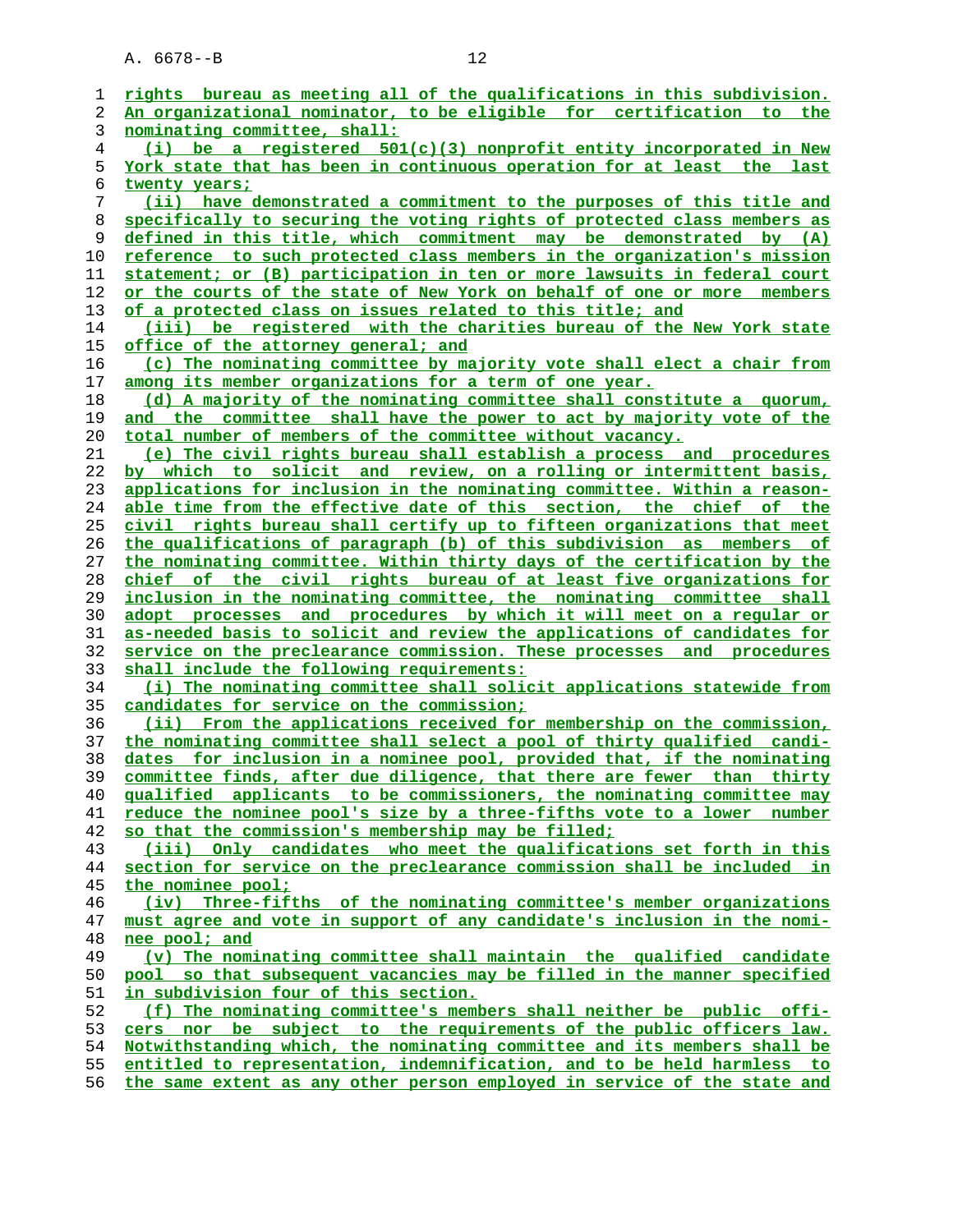rights bureau as meeting all of the qualifications in this subdivision. An organizational nominator, to be eligible for certification to the nominating committee, shall:

(i) be a registered 501(c)(3) nonprofit entity incorporated in New York state that has been in continuous operation for at least the last twenty years;

(ii) have demonstrated a commitment to the purposes of this title and specifically to securing the voting rights of protected class members as defined in this title, which commitment may be demonstrated by (A) reference to such protected class members in the organization's mission statement; or (B) participation in ten or more lawsuits in federal court or the courts of the state of New York on behalf of one or more members of a protected class on issues related to this title; and

(iii) be registered with the charities bureau of the New York state office of the attorney general; and

(c) The nominating committee by majority vote shall elect a chair from among its member organizations for a term of one year.

(d) A majority of the nominating committee shall constitute a quorum, and the committee shall have the power to act by majority vote of the total number of members of the committee without vacancy.

(e) The civil rights bureau shall establish a process and procedures by which to solicit and review, on a rolling or intermittent basis, applications for inclusion in the nominating committee. Within a reasonable time from the effective date of this section, the chief of the civil rights bureau shall certify up to fifteen organizations that meet the qualifications of paragraph (b) of this subdivision as members of the nominating committee. Within thirty days of the certification by the chief of the civil rights bureau of at least five organizations for inclusion in the nominating committee, the nominating committee shall adopt processes and procedures by which it will meet on a regular or as-needed basis to solicit and review the applications of candidates for service on the preclearance commission. These processes and procedures shall include the following requirements:

(i) The nominating committee shall solicit applications statewide from candidates for service on the commission;

(ii) From the applications received for membership on the commission, the nominating committee shall select a pool of thirty qualified candidates for inclusion in a nominee pool, provided that, if the nominating committee finds, after due diligence, that there are fewer than thirty qualified applicants to be commissioners, the nominating committee may reduce the nominee pool's size by a three-fifths vote to a lower number so that the commission's membership may be filled;

(iii) Only candidates who meet the qualifications set forth in this section for service on the preclearance commission shall be included in the nominee pool;

(iv) Three-fifths of the nominating committee's member organizations must agree and vote in support of any candidate's inclusion in the nominee pool; and

(v) The nominating committee shall maintain the qualified candidate pool so that subsequent vacancies may be filled in the manner specified in subdivision four of this section.

(f) The nominating committee's members shall neither be public officers nor be subject to the requirements of the public officers law. Notwithstanding which, the nominating committee and its members shall be entitled to representation, indemnification, and to be held harmless to the same extent as any other person employed in service of the state and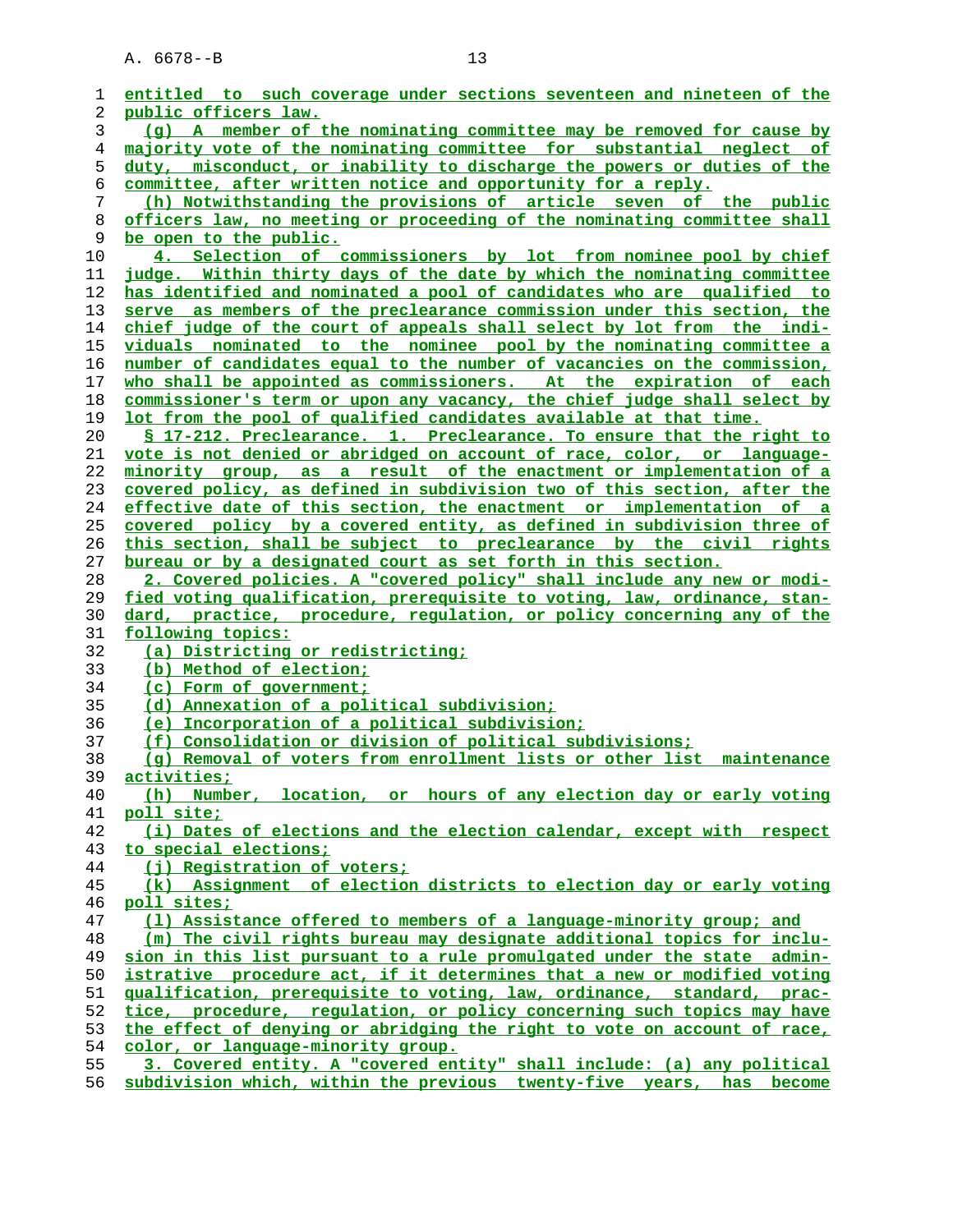entitled to such coverage under sections seventeen and nineteen of the public officers law.

(g) A member of the nominating committee may be removed for cause by majority vote of the nominating committee for substantial neglect of duty, misconduct, or inability to discharge the powers or duties of the committee, after written notice and opportunity for a reply.

(h) Notwithstanding the provisions of article seven of the public officers law, no meeting or proceeding of the nominating committee shall be open to the public.

4. Selection of commissioners by lot from nominee pool by chief judge. Within thirty days of the date by which the nominating committee has identified and nominated a pool of candidates who are qualified to serve as members of the preclearance commission under this section, the chief judge of the court of appeals shall select by lot from the individuals nominated to the nominee pool by the nominating committee a number of candidates equal to the number of vacancies on the commission, who shall be appointed as commissioners. At the expiration of each commissioner's term or upon any vacancy, the chief judge shall select by lot from the pool of qualified candidates available at that time.

§ 17-212. Preclearance. 1. Preclearance. To ensure that the right to vote is not denied or abridged on account of race, color, or language-minority group, as a result of the enactment or implementation of a covered policy, as defined in subdivision two of this section, after the effective date of this section, the enactment or implementation of a covered policy by a covered entity, as defined in subdivision three of this section, shall be subject to preclearance by the civil rights bureau or by a designated court as set forth in this section.

2. Covered policies. A "covered policy" shall include any new or modified voting qualification, prerequisite to voting, law, ordinance, standard, practice, procedure, regulation, or policy concerning any of the following topics:

(a) Districting or redistricting;

(b) Method of election;

(c) Form of government;

(d) Annexation of a political subdivision;

(e) Incorporation of a political subdivision;

(f) Consolidation or division of political subdivisions;

(g) Removal of voters from enrollment lists or other list maintenance activities;

(h) Number, location, or hours of any election day or early voting poll site;

(i) Dates of elections and the election calendar, except with respect to special elections;

(j) Registration of voters;

(k) Assignment of election districts to election day or early voting poll sites;

(l) Assistance offered to members of a language-minority group; and

(m) The civil rights bureau may designate additional topics for inclusion in this list pursuant to a rule promulgated under the state administrative procedure act, if it determines that a new or modified voting qualification, prerequisite to voting, law, ordinance, standard, practice, procedure, regulation, or policy concerning such topics may have the effect of denying or abridging the right to vote on account of race, color, or language-minority group.

3. Covered entity. A "covered entity" shall include: (a) any political subdivision which, within the previous twenty-five years, has become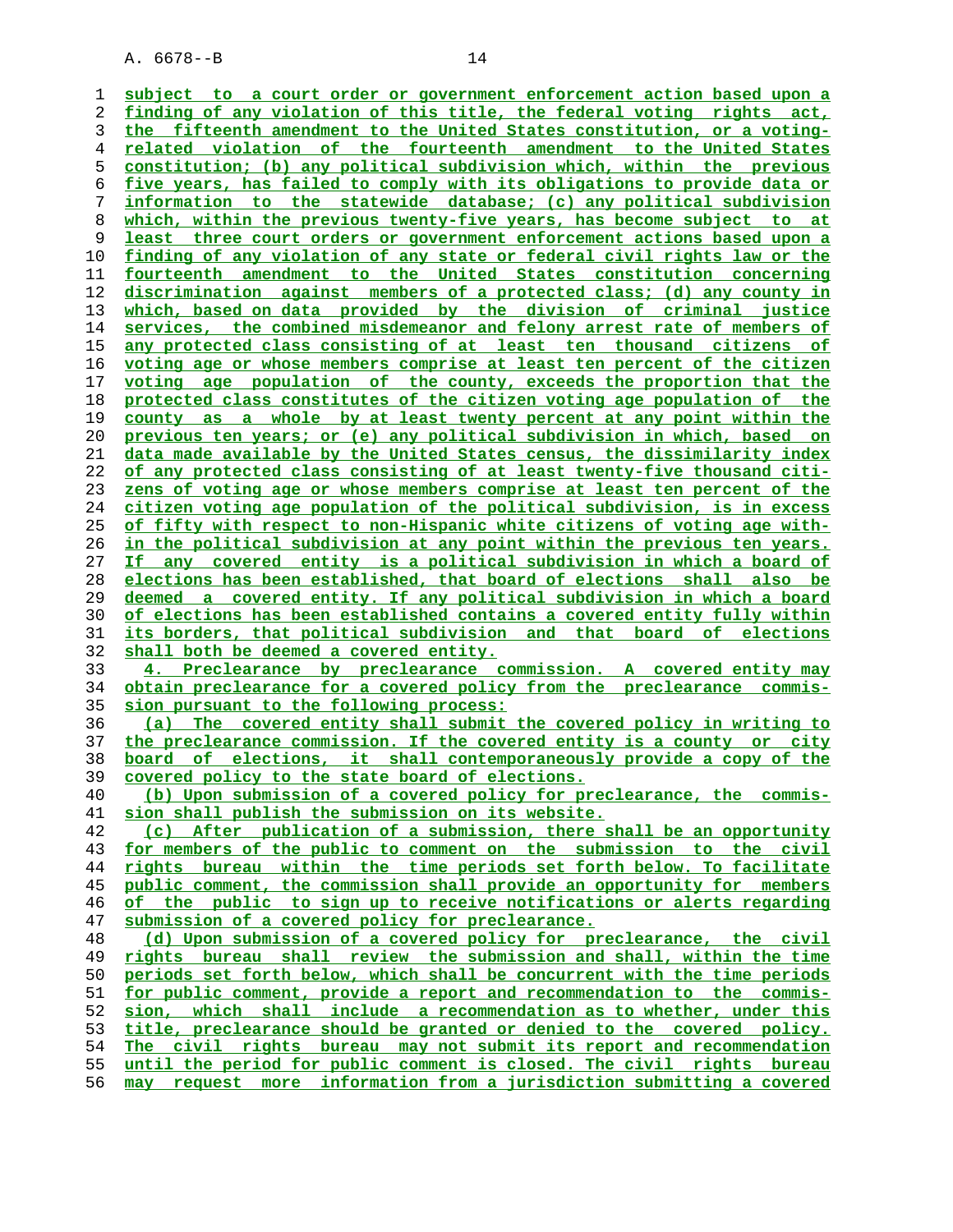subject to a court order or government enforcement action based upon a finding of any violation of this title, the federal voting rights act, the fifteenth amendment to the United States constitution, or a voting-related violation of the fourteenth amendment to the United States constitution; (b) any political subdivision which, within the previous five years, has failed to comply with its obligations to provide data or information to the statewide database; (c) any political subdivision which, within the previous twenty-five years, has become subject to at least three court orders or government enforcement actions based upon a finding of any violation of any state or federal civil rights law or the fourteenth amendment to the United States constitution concerning discrimination against members of a protected class; (d) any county in which, based on data provided by the division of criminal justice services, the combined misdemeanor and felony arrest rate of members of any protected class consisting of at least ten thousand citizens of voting age or whose members comprise at least ten percent of the citizen voting age population of the county, exceeds the proportion that the protected class constitutes of the citizen voting age population of the county as a whole by at least twenty percent at any point within the previous ten years; or (e) any political subdivision in which, based on data made available by the United States census, the dissimilarity index of any protected class consisting of at least twenty-five thousand citizens of voting age or whose members comprise at least ten percent of the citizen voting age population of the political subdivision, is in excess of fifty with respect to non-Hispanic white citizens of voting age within the political subdivision at any point within the previous ten years. If any covered entity is a political subdivision in which a board of elections has been established, that board of elections shall also be deemed a covered entity. If any political subdivision in which a board of elections has been established contains a covered entity fully within its borders, that political subdivision and that board of elections shall both be deemed a covered entity.

4. Preclearance by preclearance commission. A covered entity may obtain preclearance for a covered policy from the preclearance commission pursuant to the following process:

(a) The covered entity shall submit the covered policy in writing to the preclearance commission. If the covered entity is a county or city board of elections, it shall contemporaneously provide a copy of the covered policy to the state board of elections.

(b) Upon submission of a covered policy for preclearance, the commission shall publish the submission on its website.

(c) After publication of a submission, there shall be an opportunity for members of the public to comment on the submission to the civil rights bureau within the time periods set forth below. To facilitate public comment, the commission shall provide an opportunity for members of the public to sign up to receive notifications or alerts regarding submission of a covered policy for preclearance.

(d) Upon submission of a covered policy for preclearance, the civil rights bureau shall review the submission and shall, within the time periods set forth below, which shall be concurrent with the time periods for public comment, provide a report and recommendation to the commission, which shall include a recommendation as to whether, under this title, preclearance should be granted or denied to the covered policy. The civil rights bureau may not submit its report and recommendation until the period for public comment is closed. The civil rights bureau may request more information from a jurisdiction submitting a covered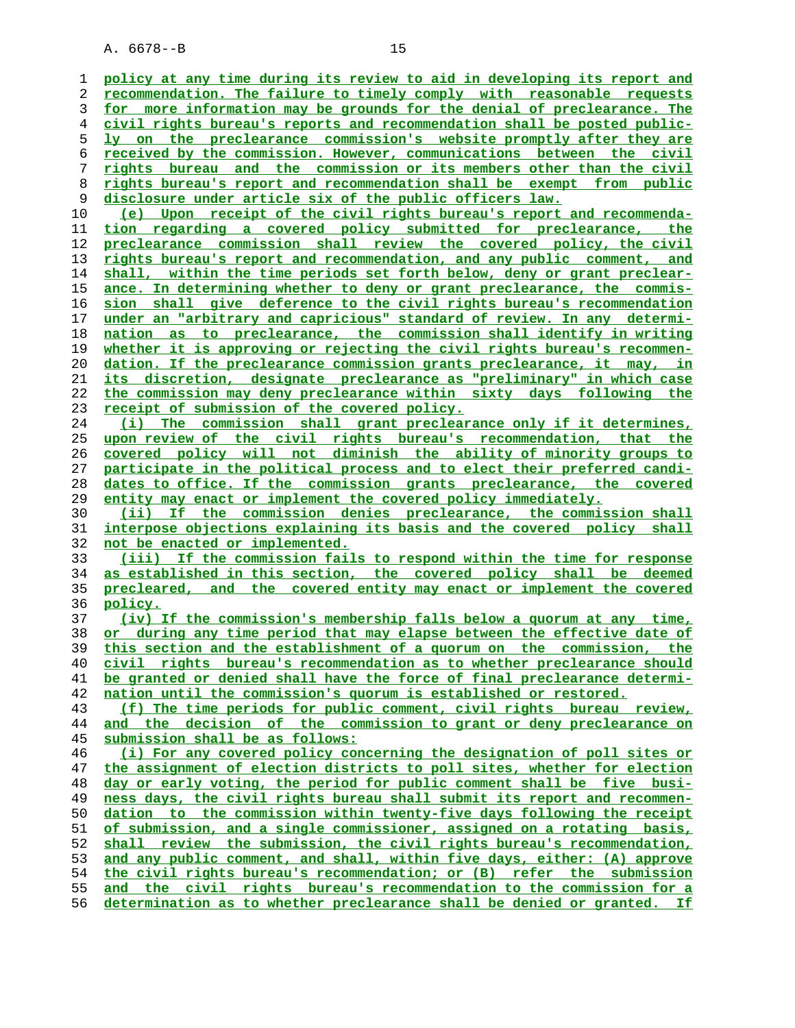policy at any time during its review to aid in developing its report and recommendation. The failure to timely comply with reasonable requests for more information may be grounds for the denial of preclearance. The civil rights bureau's reports and recommendation shall be posted publicly on the preclearance commission's website promptly after they are received by the commission. However, communications between the civil rights bureau and the commission or its members other than the civil rights bureau's report and recommendation shall be exempt from public disclosure under article six of the public officers law.

(e) Upon receipt of the civil rights bureau's report and recommendation regarding a covered policy submitted for preclearance, the preclearance commission shall review the covered policy, the civil rights bureau's report and recommendation, and any public comment, and shall, within the time periods set forth below, deny or grant preclearance. In determining whether to deny or grant preclearance, the commission shall give deference to the civil rights bureau's recommendation under an "arbitrary and capricious" standard of review. In any determination as to preclearance, the commission shall identify in writing whether it is approving or rejecting the civil rights bureau's recommendation. If the preclearance commission grants preclearance, it may, in its discretion, designate preclearance as "preliminary" in which case the commission may deny preclearance within sixty days following the receipt of submission of the covered policy.

(i) The commission shall grant preclearance only if it determines, upon review of the civil rights bureau's recommendation, that the covered policy will not diminish the ability of minority groups to participate in the political process and to elect their preferred candidates to office. If the commission grants preclearance, the covered entity may enact or implement the covered policy immediately.

(ii) If the commission denies preclearance, the commission shall interpose objections explaining its basis and the covered policy shall not be enacted or implemented.

(iii) If the commission fails to respond within the time for response as established in this section, the covered policy shall be deemed precleared, and the covered entity may enact or implement the covered policy.

(iv) If the commission's membership falls below a quorum at any time, or during any time period that may elapse between the effective date of this section and the establishment of a quorum on the commission, the civil rights bureau's recommendation as to whether preclearance should be granted or denied shall have the force of final preclearance determination until the commission's quorum is established or restored.

(f) The time periods for public comment, civil rights bureau review, and the decision of the commission to grant or deny preclearance on submission shall be as follows:

(i) For any covered policy concerning the designation of poll sites or the assignment of election districts to poll sites, whether for election day or early voting, the period for public comment shall be five business days, the civil rights bureau shall submit its report and recommendation to the commission within twenty-five days following the receipt of submission, and a single commissioner, assigned on a rotating basis, shall review the submission, the civil rights bureau's recommendation, and any public comment, and shall, within five days, either: (A) approve the civil rights bureau's recommendation; or (B) refer the submission and the civil rights bureau's recommendation to the commission for a determination as to whether preclearance shall be denied or granted. If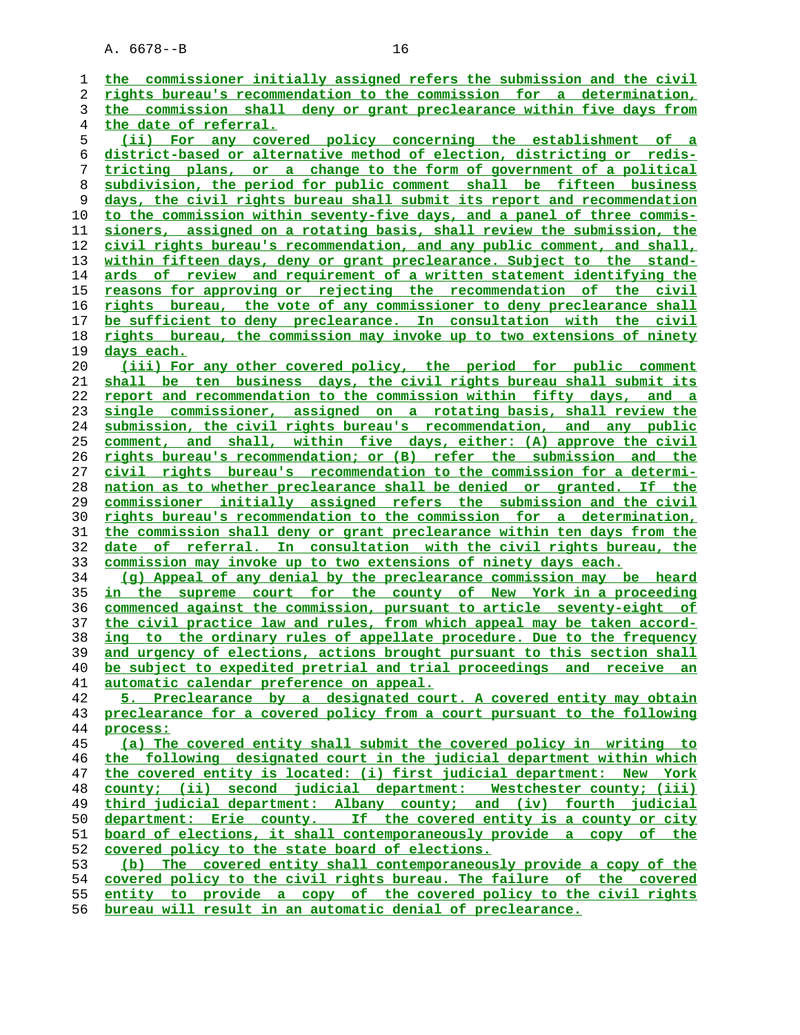the commissioner initially assigned refers the submission and the civil rights bureau's recommendation to the commission for a determination, the commission shall deny or grant preclearance within five days from the date of referral.

(ii) For any covered policy concerning the establishment of a district-based or alternative method of election, districting or redistricting plans, or a change to the form of government of a political subdivision, the period for public comment shall be fifteen business days, the civil rights bureau shall submit its report and recommendation to the commission within seventy-five days, and a panel of three commissioners, assigned on a rotating basis, shall review the submission, the civil rights bureau's recommendation, and any public comment, and shall, within fifteen days, deny or grant preclearance. Subject to the standards of review and requirement of a written statement identifying the reasons for approving or rejecting the recommendation of the civil rights bureau, the vote of any commissioner to deny preclearance shall be sufficient to deny preclearance. In consultation with the civil rights bureau, the commission may invoke up to two extensions of ninety days each.

(iii) For any other covered policy, the period for public comment shall be ten business days, the civil rights bureau shall submit its report and recommendation to the commission within fifty days, and a single commissioner, assigned on a rotating basis, shall review the submission, the civil rights bureau's recommendation, and any public comment, and shall, within five days, either: (A) approve the civil rights bureau's recommendation; or (B) refer the submission and the civil rights bureau's recommendation to the commission for a determination as to whether preclearance shall be denied or granted. If the commissioner initially assigned refers the submission and the civil rights bureau's recommendation to the commission for a determination, the commission shall deny or grant preclearance within ten days from the date of referral. In consultation with the civil rights bureau, the commission may invoke up to two extensions of ninety days each.

(g) Appeal of any denial by the preclearance commission may be heard in the supreme court for the county of New York in a proceeding commenced against the commission, pursuant to article seventy-eight of the civil practice law and rules, from which appeal may be taken according to the ordinary rules of appellate procedure. Due to the frequency and urgency of elections, actions brought pursuant to this section shall be subject to expedited pretrial and trial proceedings and receive an automatic calendar preference on appeal.

5. Preclearance by a designated court. A covered entity may obtain preclearance for a covered policy from a court pursuant to the following process:

(a) The covered entity shall submit the covered policy in writing to the following designated court in the judicial department within which the covered entity is located: (i) first judicial department: New York county; (ii) second judicial department: Westchester county; (iii) third judicial department: Albany county; and (iv) fourth judicial department: Erie county. If the covered entity is a county or city board of elections, it shall contemporaneously provide a copy of the covered policy to the state board of elections.

(b) The covered entity shall contemporaneously provide a copy of the covered policy to the civil rights bureau. The failure of the covered entity to provide a copy of the covered policy to the civil rights bureau will result in an automatic denial of preclearance.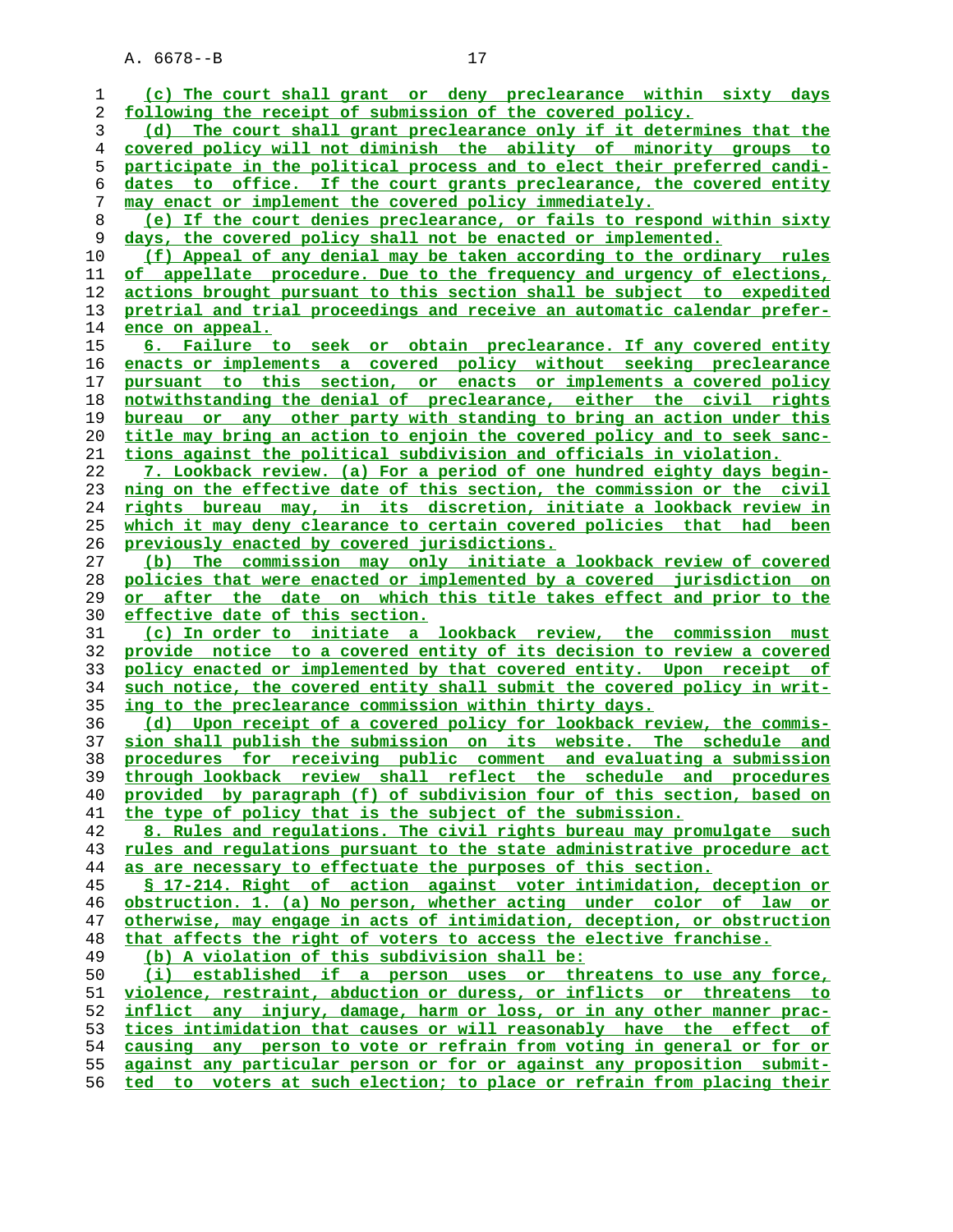(c) The court shall grant or deny preclearance within sixty days following the receipt of submission of the covered policy.

(d) The court shall grant preclearance only if it determines that the covered policy will not diminish the ability of minority groups to participate in the political process and to elect their preferred candidates to office. If the court grants preclearance, the covered entity may enact or implement the covered policy immediately.

(e) If the court denies preclearance, or fails to respond within sixty days, the covered policy shall not be enacted or implemented.

(f) Appeal of any denial may be taken according to the ordinary rules of appellate procedure. Due to the frequency and urgency of elections, actions brought pursuant to this section shall be subject to expedited pretrial and trial proceedings and receive an automatic calendar preference on appeal.

6. Failure to seek or obtain preclearance. If any covered entity enacts or implements a covered policy without seeking preclearance pursuant to this section, or enacts or implements a covered policy notwithstanding the denial of preclearance, either the civil rights bureau or any other party with standing to bring an action under this title may bring an action to enjoin the covered policy and to seek sanctions against the political subdivision and officials in violation.

7. Lookback review. (a) For a period of one hundred eighty days beginning on the effective date of this section, the commission or the civil rights bureau may, in its discretion, initiate a lookback review in which it may deny clearance to certain covered policies that had been previously enacted by covered jurisdictions.

(b) The commission may only initiate a lookback review of covered policies that were enacted or implemented by a covered jurisdiction on or after the date on which this title takes effect and prior to the effective date of this section.

(c) In order to initiate a lookback review, the commission must provide notice to a covered entity of its decision to review a covered policy enacted or implemented by that covered entity. Upon receipt of such notice, the covered entity shall submit the covered policy in writing to the preclearance commission within thirty days.

(d) Upon receipt of a covered policy for lookback review, the commission shall publish the submission on its website. The schedule and procedures for receiving public comment and evaluating a submission through lookback review shall reflect the schedule and procedures provided by paragraph (f) of subdivision four of this section, based on the type of policy that is the subject of the submission.

8. Rules and regulations. The civil rights bureau may promulgate such rules and regulations pursuant to the state administrative procedure act as are necessary to effectuate the purposes of this section.

§ 17-214. Right of action against voter intimidation, deception or obstruction. 1. (a) No person, whether acting under color of law or otherwise, may engage in acts of intimidation, deception, or obstruction that affects the right of voters to access the elective franchise.

(b) A violation of this subdivision shall be:

(i) established if a person uses or threatens to use any force, violence, restraint, abduction or duress, or inflicts or threatens to inflict any injury, damage, harm or loss, or in any other manner practices intimidation that causes or will reasonably have the effect of causing any person to vote or refrain from voting in general or for or against any particular person or for or against any proposition submitted to voters at such election; to place or refrain from placing their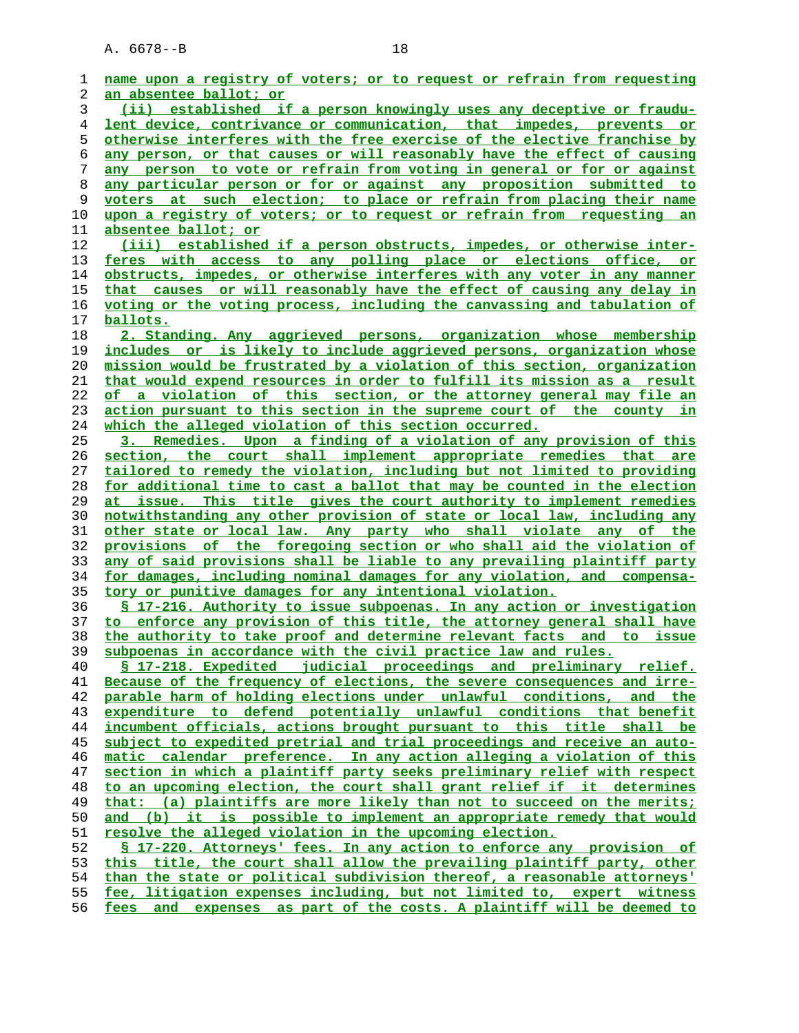name upon a registry of voters; or to request or refrain from requesting an absentee ballot; or

(ii) established if a person knowingly uses any deceptive or fraudulent device, contrivance or communication, that impedes, prevents or otherwise interferes with the free exercise of the elective franchise by any person, or that causes or will reasonably have the effect of causing any person to vote or refrain from voting in general or for or against any particular person or for or against any proposition submitted to voters at such election; to place or refrain from placing their name upon a registry of voters; or to request or refrain from requesting an absentee ballot; or

(iii) established if a person obstructs, impedes, or otherwise interferes with access to any polling place or elections office, or obstructs, impedes, or otherwise interferes with any voter in any manner that causes or will reasonably have the effect of causing any delay in voting or the voting process, including the canvassing and tabulation of ballots.

2. Standing. Any aggrieved persons, organization whose membership includes or is likely to include aggrieved persons, organization whose mission would be frustrated by a violation of this section, organization that would expend resources in order to fulfill its mission as a result of a violation of this section, or the attorney general may file an action pursuant to this section in the supreme court of the county in which the alleged violation of this section occurred.

3. Remedies. Upon a finding of a violation of any provision of this section, the court shall implement appropriate remedies that are tailored to remedy the violation, including but not limited to providing for additional time to cast a ballot that may be counted in the election at issue. This title gives the court authority to implement remedies notwithstanding any other provision of state or local law, including any other state or local law. Any party who shall violate any of the provisions of the foregoing section or who shall aid the violation of any of said provisions shall be liable to any prevailing plaintiff party for damages, including nominal damages for any violation, and compensatory or punitive damages for any intentional violation.

§ 17-216. Authority to issue subpoenas. In any action or investigation to enforce any provision of this title, the attorney general shall have the authority to take proof and determine relevant facts and to issue subpoenas in accordance with the civil practice law and rules.

§ 17-218. Expedited judicial proceedings and preliminary relief. Because of the frequency of elections, the severe consequences and irreparable harm of holding elections under unlawful conditions, and the expenditure to defend potentially unlawful conditions that benefit incumbent officials, actions brought pursuant to this title shall be subject to expedited pretrial and trial proceedings and receive an automatic calendar preference. In any action alleging a violation of this section in which a plaintiff party seeks preliminary relief with respect to an upcoming election, the court shall grant relief if it determines that: (a) plaintiffs are more likely than not to succeed on the merits; and (b) it is possible to implement an appropriate remedy that would resolve the alleged violation in the upcoming election.

§ 17-220. Attorneys' fees. In any action to enforce any provision of this title, the court shall allow the prevailing plaintiff party, other than the state or political subdivision thereof, a reasonable attorneys' fee, litigation expenses including, but not limited to, expert witness fees and expenses as part of the costs. A plaintiff will be deemed to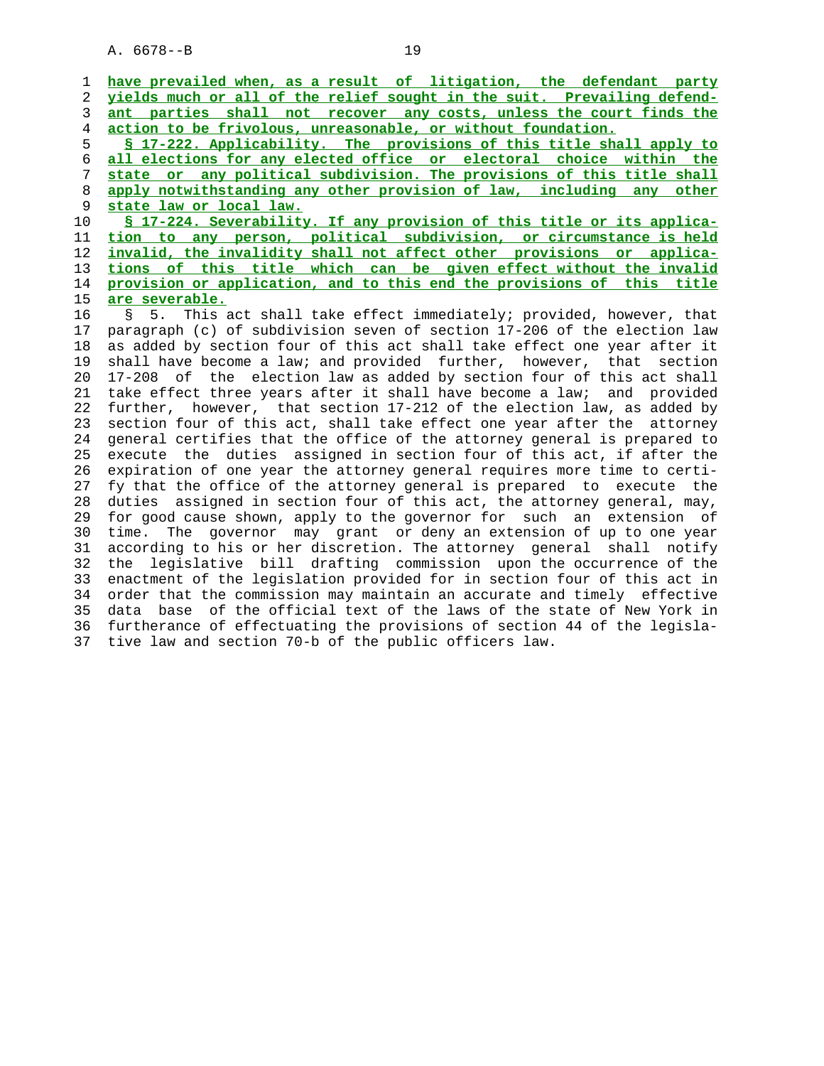have prevailed when, as a result of litigation, the defendant party yields much or all of the relief sought in the suit. Prevailing defendant parties shall not recover any costs, unless the court finds the action to be frivolous, unreasonable, or without foundation.

§ 17-222. Applicability. The provisions of this title shall apply to all elections for any elected office or electoral choice within the state or any political subdivision. The provisions of this title shall apply notwithstanding any other provision of law, including any other state law or local law.

§ 17-224. Severability. If any provision of this title or its application to any person, political subdivision, or circumstance is held invalid, the invalidity shall not affect other provisions or applications of this title which can be given effect without the invalid provision or application, and to this end the provisions of this title are severable.

§ 5. This act shall take effect immediately; provided, however, that paragraph (c) of subdivision seven of section 17-206 of the election law as added by section four of this act shall take effect one year after it shall have become a law; and provided further, however, that section 17-208 of the election law as added by section four of this act shall take effect three years after it shall have become a law; and provided further, however, that section 17-212 of the election law, as added by section four of this act, shall take effect one year after the attorney general certifies that the office of the attorney general is prepared to execute the duties assigned in section four of this act, if after the expiration of one year the attorney general requires more time to certify that the office of the attorney general is prepared to execute the duties assigned in section four of this act, the attorney general, may, for good cause shown, apply to the governor for such an extension of time. The governor may grant or deny an extension of up to one year according to his or her discretion. The attorney general shall notify the legislative bill drafting commission upon the occurrence of the enactment of the legislation provided for in section four of this act in order that the commission may maintain an accurate and timely effective data base of the official text of the laws of the state of New York in furtherance of effectuating the provisions of section 44 of the legislative law and section 70-b of the public officers law.